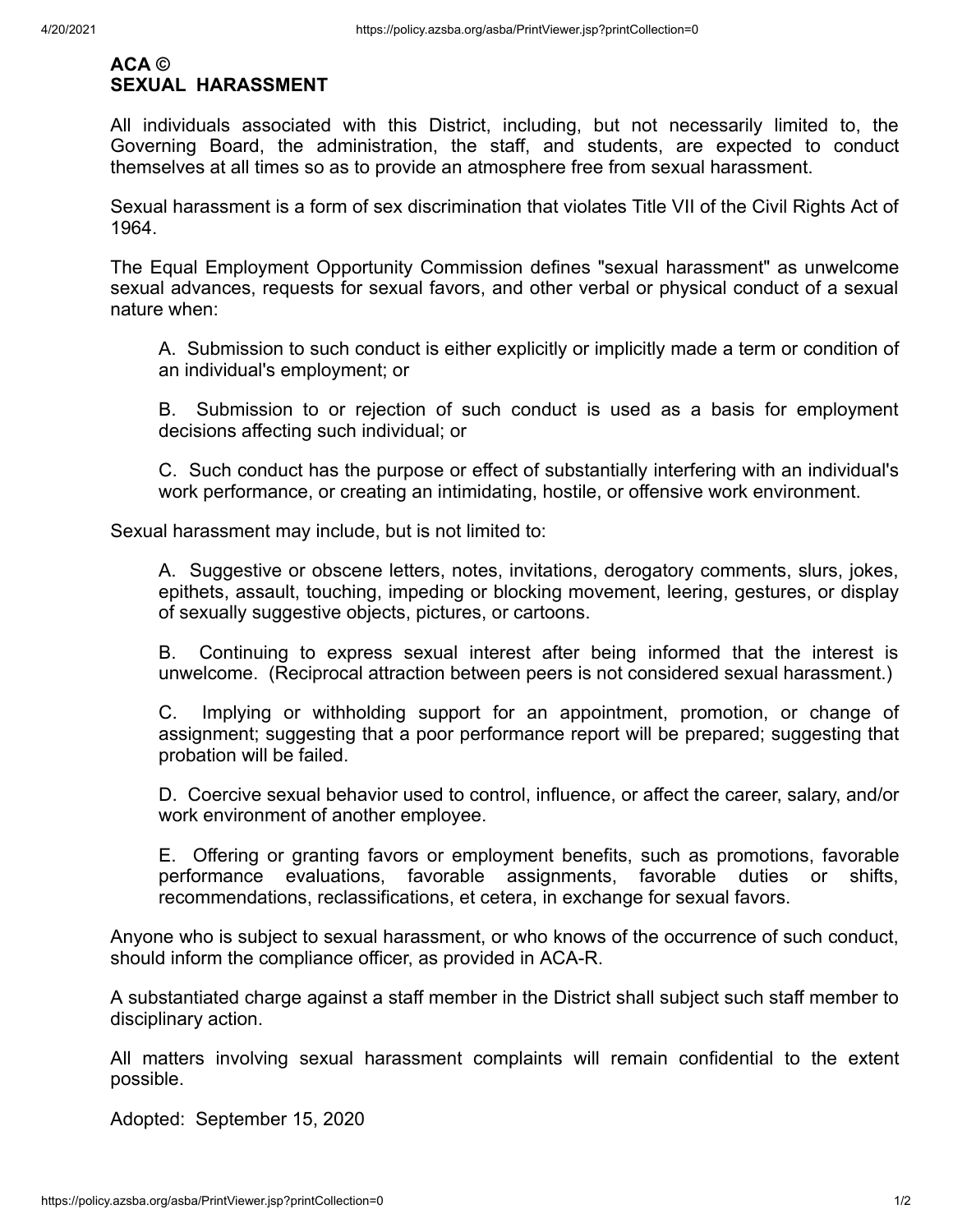**ACA ©**
**SEXUAL HARASSMENT**

All individuals associated with this District, including, but not necessarily limited to, the Governing Board, the administration, the staff, and students, are expected to conduct themselves at all times so as to provide an atmosphere free from sexual harassment.

Sexual harassment is a form of sex discrimination that violates Title VII of the Civil Rights Act of 1964.

The Equal Employment Opportunity Commission defines "sexual harassment" as unwelcome sexual advances, requests for sexual favors, and other verbal or physical conduct of a sexual nature when:

A. Submission to such conduct is either explicitly or implicitly made a term or condition of an individual's employment; or

B. Submission to or rejection of such conduct is used as a basis for employment decisions affecting such individual; or

C. Such conduct has the purpose or effect of substantially interfering with an individual's work performance, or creating an intimidating, hostile, or offensive work environment.

Sexual harassment may include, but is not limited to:

A. Suggestive or obscene letters, notes, invitations, derogatory comments, slurs, jokes, epithets, assault, touching, impeding or blocking movement, leering, gestures, or display of sexually suggestive objects, pictures, or cartoons.

B. Continuing to express sexual interest after being informed that the interest is unwelcome. (Reciprocal attraction between peers is not considered sexual harassment.)

C. Implying or withholding support for an appointment, promotion, or change of assignment; suggesting that a poor performance report will be prepared; suggesting that probation will be failed.

D. Coercive sexual behavior used to control, influence, or affect the career, salary, and/or work environment of another employee.

E. Offering or granting favors or employment benefits, such as promotions, favorable performance evaluations, favorable assignments, favorable duties or shifts, recommendations, reclassifications, et cetera, in exchange for sexual favors.

Anyone who is subject to sexual harassment, or who knows of the occurrence of such conduct, should inform the compliance officer, as provided in ACA-R.

A substantiated charge against a staff member in the District shall subject such staff member to disciplinary action.

All matters involving sexual harassment complaints will remain confidential to the extent possible.

Adopted: September 15, 2020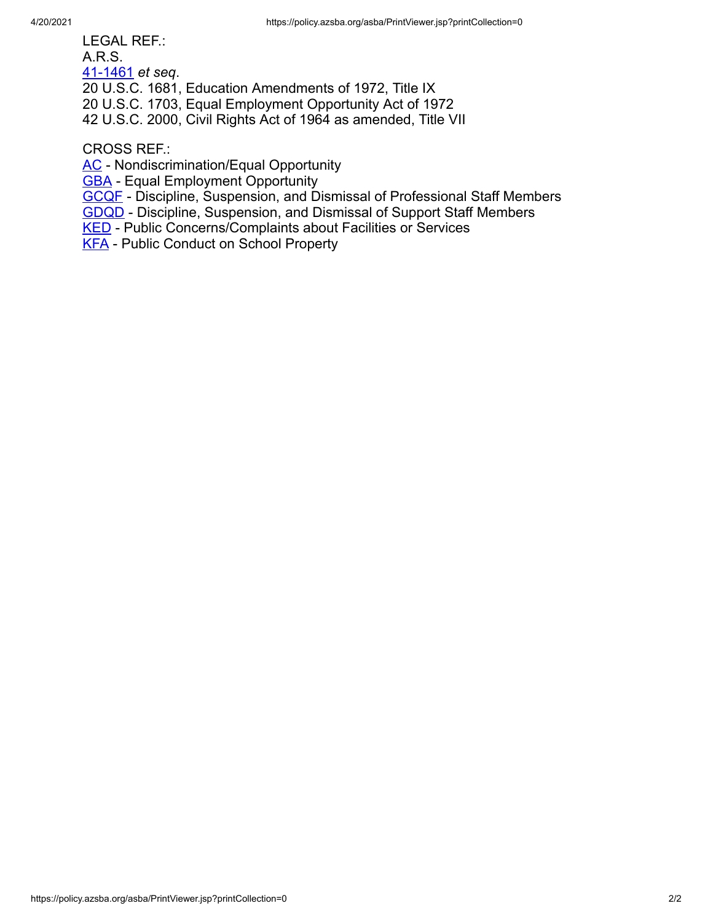LEGAL REF.:

A.R.S.

41-1461 *et seq*.

20 U.S.C. 1681, Education Amendments of 1972, Title IX

20 U.S.C. 1703, Equal Employment Opportunity Act of 1972

42 U.S.C. 2000, Civil Rights Act of 1964 as amended, Title VII

CROSS REF.:

AC - Nondiscrimination/Equal Opportunity

GBA - Equal Employment Opportunity

GCQF - Discipline, Suspension, and Dismissal of Professional Staff Members

GDQD - Discipline, Suspension, and Dismissal of Support Staff Members

KED - Public Concerns/Complaints about Facilities or Services

KFA - Public Conduct on School Property